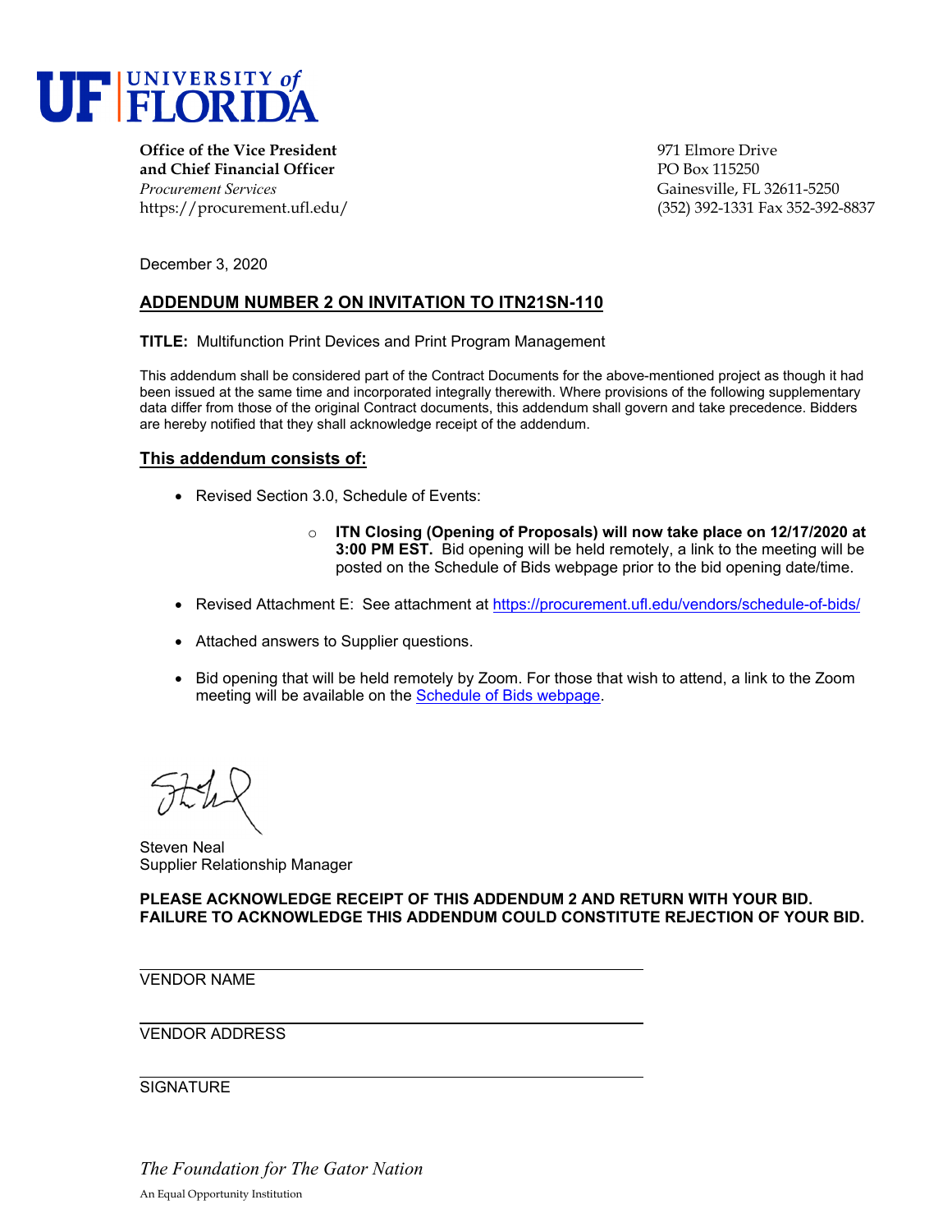UF | UNIVERSITY of FLORIDA

**Office of the Vice President and Chief Financial Officer**
*Procurement Services*
https://procurement.ufl.edu/

971 Elmore Drive
PO Box 115250
Gainesville, FL 32611-5250
(352) 392-1331 Fax 352-392-8837

December 3, 2020

## ADDENDUM NUMBER 2 ON INVITATION TO ITN21SN-110

**TITLE:** Multifunction Print Devices and Print Program Management

This addendum shall be considered part of the Contract Documents for the above-mentioned project as though it had been issued at the same time and incorporated integrally therewith. Where provisions of the following supplementary data differ from those of the original Contract documents, this addendum shall govern and take precedence. Bidders are hereby notified that they shall acknowledge receipt of the addendum.

### This addendum consists of:

- Revised Section 3.0, Schedule of Events:
  - **ITN Closing (Opening of Proposals) will now take place on 12/17/2020 at 3:00 PM EST.** Bid opening will be held remotely, a link to the meeting will be posted on the Schedule of Bids webpage prior to the bid opening date/time.
- Revised Attachment E: See attachment at https://procurement.ufl.edu/vendors/schedule-of-bids/
- Attached answers to Supplier questions.
- Bid opening that will be held remotely by Zoom. For those that wish to attend, a link to the Zoom meeting will be available on the Schedule of Bids webpage.

Steven Neal
Supplier Relationship Manager

**PLEASE ACKNOWLEDGE RECEIPT OF THIS ADDENDUM 2 AND RETURN WITH YOUR BID. FAILURE TO ACKNOWLEDGE THIS ADDENDUM COULD CONSTITUTE REJECTION OF YOUR BID.**

VENDOR NAME

VENDOR ADDRESS

SIGNATURE

*The Foundation for The Gator Nation*

An Equal Opportunity Institution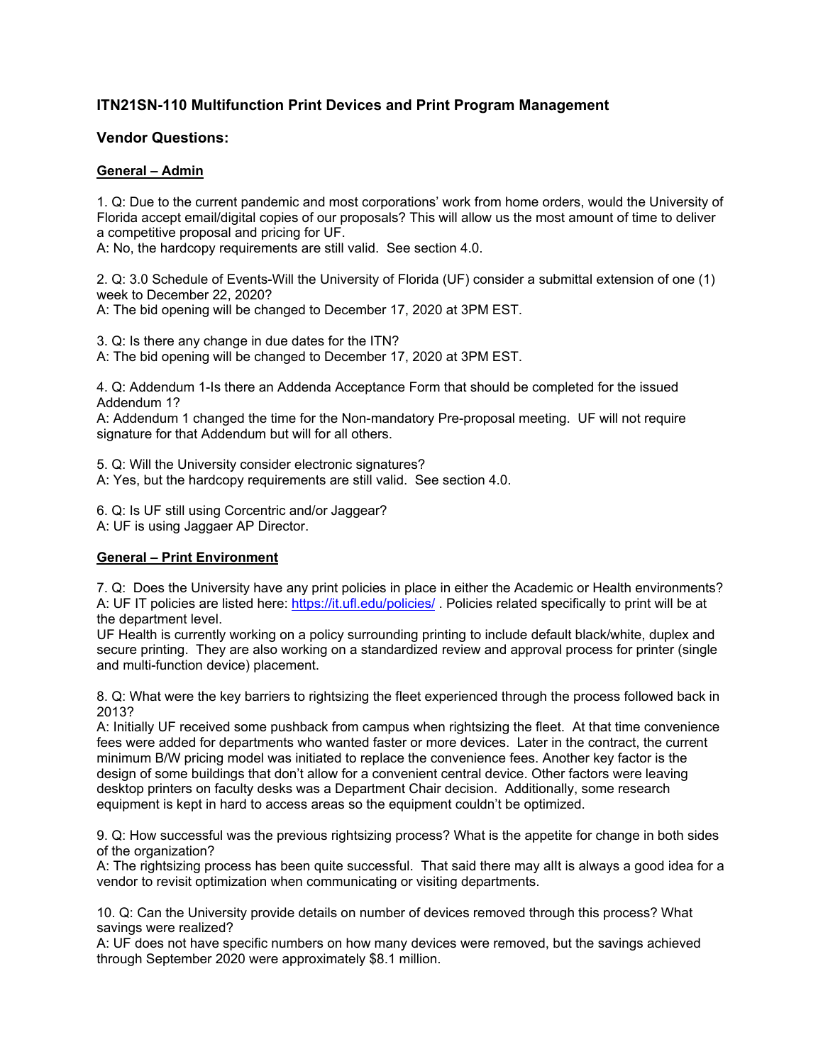## ITN21SN-110 Multifunction Print Devices and Print Program Management

## Vendor Questions:

### General – Admin

1. Q: Due to the current pandemic and most corporations' work from home orders, would the University of Florida accept email/digital copies of our proposals? This will allow us the most amount of time to deliver a competitive proposal and pricing for UF.
A: No, the hardcopy requirements are still valid. See section 4.0.

2. Q: 3.0 Schedule of Events-Will the University of Florida (UF) consider a submittal extension of one (1) week to December 22, 2020?
A: The bid opening will be changed to December 17, 2020 at 3PM EST.

3. Q: Is there any change in due dates for the ITN?
A: The bid opening will be changed to December 17, 2020 at 3PM EST.

4. Q: Addendum 1-Is there an Addenda Acceptance Form that should be completed for the issued Addendum 1?
A: Addendum 1 changed the time for the Non-mandatory Pre-proposal meeting. UF will not require signature for that Addendum but will for all others.

5. Q: Will the University consider electronic signatures?
A: Yes, but the hardcopy requirements are still valid. See section 4.0.

6. Q: Is UF still using Corcentric and/or Jaggear?
A: UF is using Jaggaer AP Director.

### General – Print Environment

7. Q: Does the University have any print policies in place in either the Academic or Health environments?
A: UF IT policies are listed here: https://it.ufl.edu/policies/ . Policies related specifically to print will be at the department level.
UF Health is currently working on a policy surrounding printing to include default black/white, duplex and secure printing. They are also working on a standardized review and approval process for printer (single and multi-function device) placement.

8. Q: What were the key barriers to rightsizing the fleet experienced through the process followed back in 2013?
A: Initially UF received some pushback from campus when rightsizing the fleet. At that time convenience fees were added for departments who wanted faster or more devices. Later in the contract, the current minimum B/W pricing model was initiated to replace the convenience fees. Another key factor is the design of some buildings that don't allow for a convenient central device. Other factors were leaving desktop printers on faculty desks was a Department Chair decision. Additionally, some research equipment is kept in hard to access areas so the equipment couldn't be optimized.

9. Q: How successful was the previous rightsizing process? What is the appetite for change in both sides of the organization?
A: The rightsizing process has been quite successful. That said there may allt is always a good idea for a vendor to revisit optimization when communicating or visiting departments.

10. Q: Can the University provide details on number of devices removed through this process? What savings were realized?
A: UF does not have specific numbers on how many devices were removed, but the savings achieved through September 2020 were approximately $8.1 million.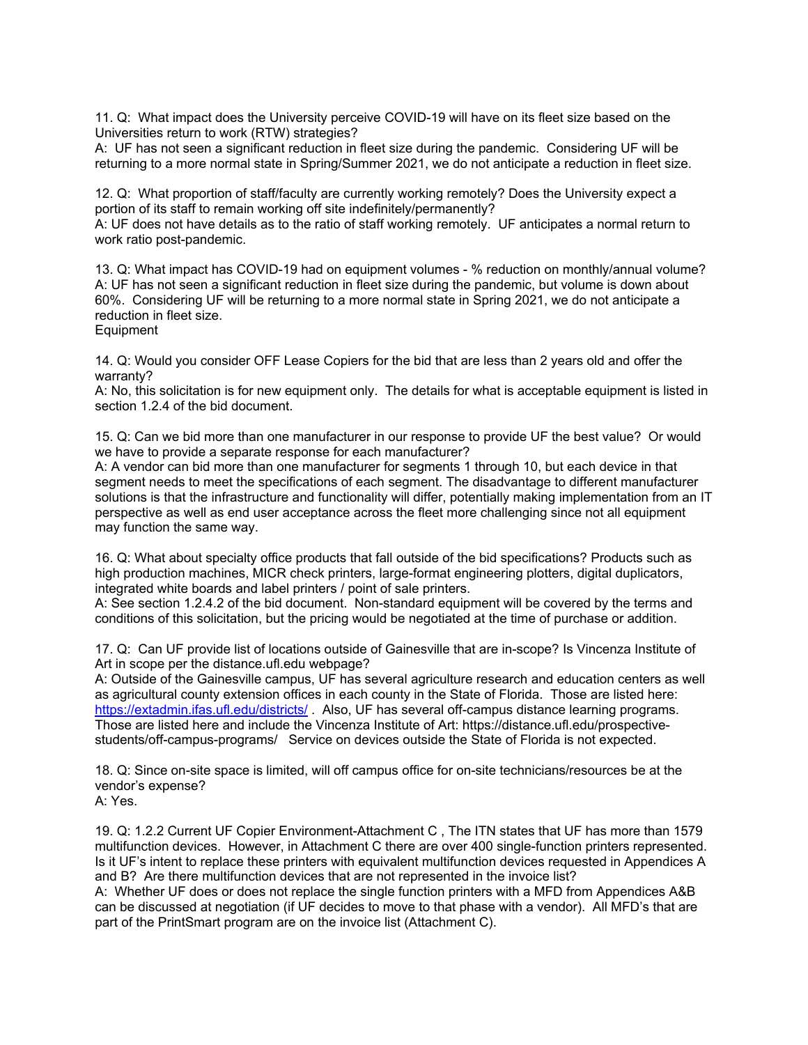11. Q: What impact does the University perceive COVID-19 will have on its fleet size based on the Universities return to work (RTW) strategies?
A: UF has not seen a significant reduction in fleet size during the pandemic. Considering UF will be returning to a more normal state in Spring/Summer 2021, we do not anticipate a reduction in fleet size.

12. Q: What proportion of staff/faculty are currently working remotely? Does the University expect a portion of its staff to remain working off site indefinitely/permanently?
A: UF does not have details as to the ratio of staff working remotely. UF anticipates a normal return to work ratio post-pandemic.

13. Q: What impact has COVID-19 had on equipment volumes - % reduction on monthly/annual volume?
A: UF has not seen a significant reduction in fleet size during the pandemic, but volume is down about 60%. Considering UF will be returning to a more normal state in Spring 2021, we do not anticipate a reduction in fleet size.

Equipment

14. Q: Would you consider OFF Lease Copiers for the bid that are less than 2 years old and offer the warranty?
A: No, this solicitation is for new equipment only. The details for what is acceptable equipment is listed in section 1.2.4 of the bid document.

15. Q: Can we bid more than one manufacturer in our response to provide UF the best value? Or would we have to provide a separate response for each manufacturer?
A: A vendor can bid more than one manufacturer for segments 1 through 10, but each device in that segment needs to meet the specifications of each segment. The disadvantage to different manufacturer solutions is that the infrastructure and functionality will differ, potentially making implementation from an IT perspective as well as end user acceptance across the fleet more challenging since not all equipment may function the same way.

16. Q: What about specialty office products that fall outside of the bid specifications? Products such as high production machines, MICR check printers, large-format engineering plotters, digital duplicators, integrated white boards and label printers / point of sale printers.
A: See section 1.2.4.2 of the bid document. Non-standard equipment will be covered by the terms and conditions of this solicitation, but the pricing would be negotiated at the time of purchase or addition.

17. Q: Can UF provide list of locations outside of Gainesville that are in-scope? Is Vincenza Institute of Art in scope per the distance.ufl.edu webpage?
A: Outside of the Gainesville campus, UF has several agriculture research and education centers as well as agricultural county extension offices in each county in the State of Florida. Those are listed here: https://extadmin.ifas.ufl.edu/districts/ . Also, UF has several off-campus distance learning programs. Those are listed here and include the Vincenza Institute of Art: https://distance.ufl.edu/prospective-students/off-campus-programs/ Service on devices outside the State of Florida is not expected.

18. Q: Since on-site space is limited, will off campus office for on-site technicians/resources be at the vendor's expense?
A: Yes.

19. Q: 1.2.2 Current UF Copier Environment-Attachment C , The ITN states that UF has more than 1579 multifunction devices. However, in Attachment C there are over 400 single-function printers represented. Is it UF's intent to replace these printers with equivalent multifunction devices requested in Appendices A and B? Are there multifunction devices that are not represented in the invoice list?
A: Whether UF does or does not replace the single function printers with a MFD from Appendices A&B can be discussed at negotiation (if UF decides to move to that phase with a vendor). All MFD's that are part of the PrintSmart program are on the invoice list (Attachment C).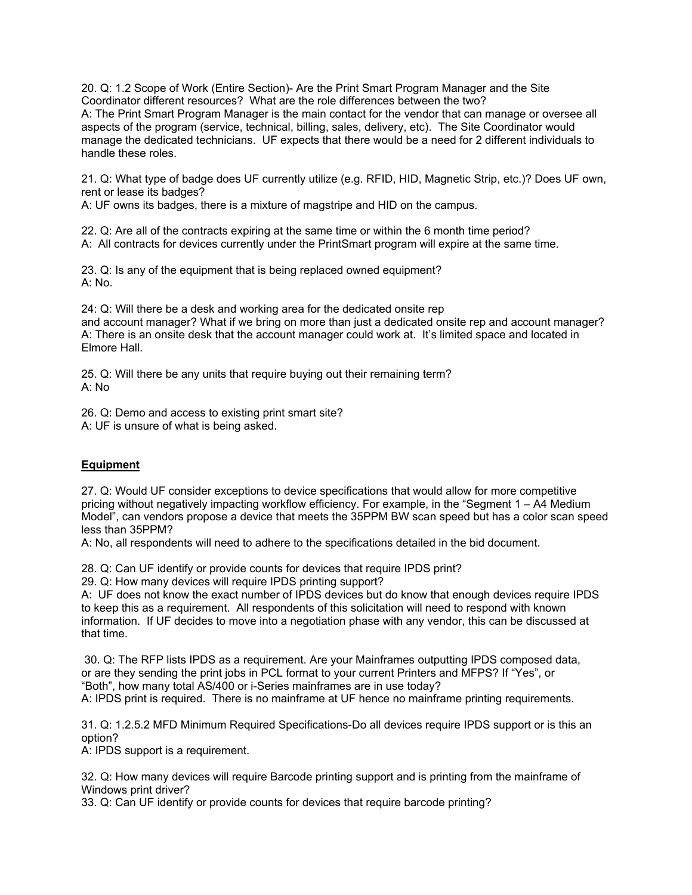20. Q: 1.2 Scope of Work (Entire Section)- Are the Print Smart Program Manager and the Site Coordinator different resources? What are the role differences between the two?
A: The Print Smart Program Manager is the main contact for the vendor that can manage or oversee all aspects of the program (service, technical, billing, sales, delivery, etc). The Site Coordinator would manage the dedicated technicians. UF expects that there would be a need for 2 different individuals to handle these roles.

21. Q: What type of badge does UF currently utilize (e.g. RFID, HID, Magnetic Strip, etc.)? Does UF own, rent or lease its badges?
A: UF owns its badges, there is a mixture of magstripe and HID on the campus.

22. Q: Are all of the contracts expiring at the same time or within the 6 month time period?
A: All contracts for devices currently under the PrintSmart program will expire at the same time.

23. Q: Is any of the equipment that is being replaced owned equipment?
A: No.

24: Q: Will there be a desk and working area for the dedicated onsite rep and account manager? What if we bring on more than just a dedicated onsite rep and account manager?
A: There is an onsite desk that the account manager could work at. It's limited space and located in Elmore Hall.

25. Q: Will there be any units that require buying out their remaining term?
A: No

26. Q: Demo and access to existing print smart site?
A: UF is unsure of what is being asked.

**Equipment**

27. Q: Would UF consider exceptions to device specifications that would allow for more competitive pricing without negatively impacting workflow efficiency. For example, in the "Segment 1 – A4 Medium Model", can vendors propose a device that meets the 35PPM BW scan speed but has a color scan speed less than 35PPM?
A: No, all respondents will need to adhere to the specifications detailed in the bid document.

28. Q: Can UF identify or provide counts for devices that require IPDS print?
29. Q: How many devices will require IPDS printing support?
A: UF does not know the exact number of IPDS devices but do know that enough devices require IPDS to keep this as a requirement. All respondents of this solicitation will need to respond with known information. If UF decides to move into a negotiation phase with any vendor, this can be discussed at that time.

30. Q: The RFP lists IPDS as a requirement. Are your Mainframes outputting IPDS composed data, or are they sending the print jobs in PCL format to your current Printers and MFPS? If "Yes", or "Both", how many total AS/400 or i-Series mainframes are in use today?
A: IPDS print is required. There is no mainframe at UF hence no mainframe printing requirements.

31. Q: 1.2.5.2 MFD Minimum Required Specifications-Do all devices require IPDS support or is this an option?
A: IPDS support is a requirement.

32. Q: How many devices will require Barcode printing support and is printing from the mainframe of Windows print driver?
33. Q: Can UF identify or provide counts for devices that require barcode printing?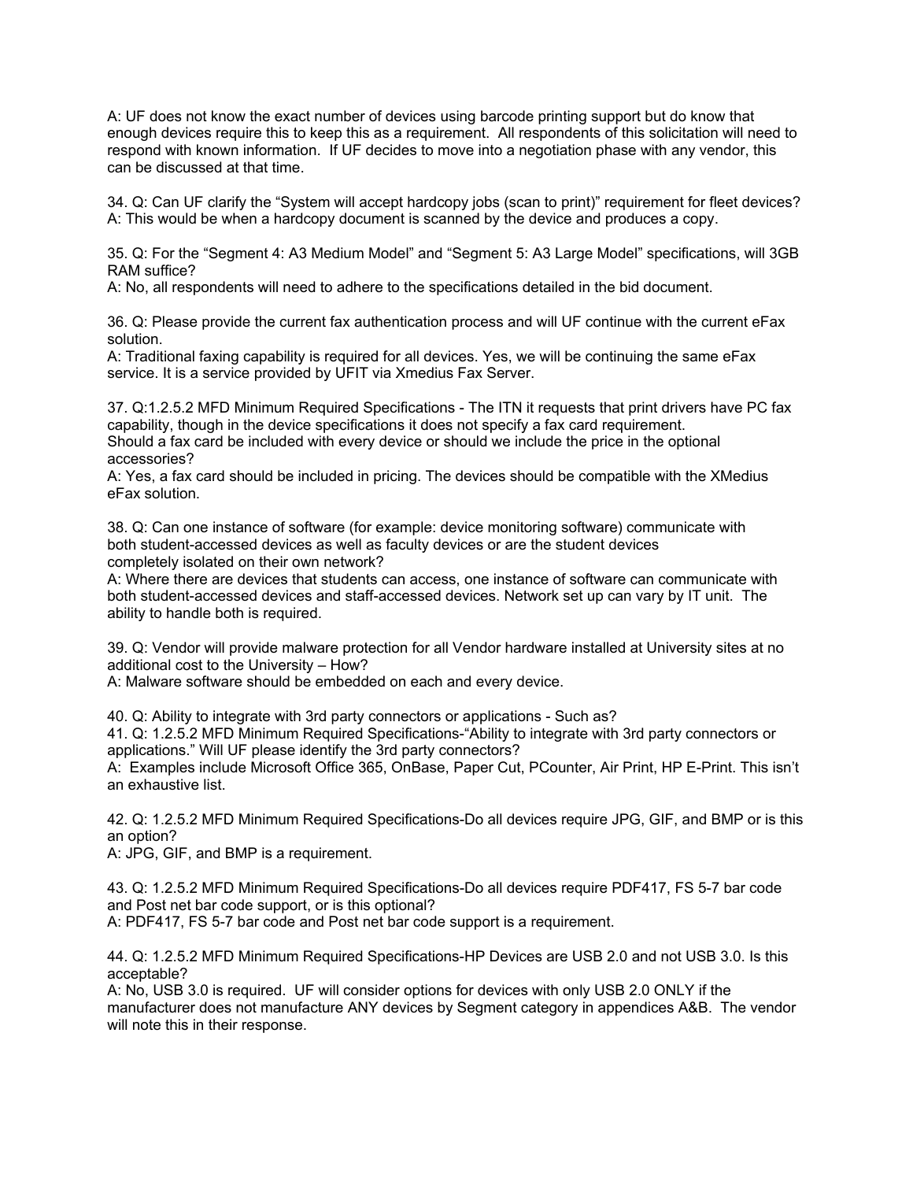A: UF does not know the exact number of devices using barcode printing support but do know that enough devices require this to keep this as a requirement. All respondents of this solicitation will need to respond with known information. If UF decides to move into a negotiation phase with any vendor, this can be discussed at that time.

34. Q: Can UF clarify the “System will accept hardcopy jobs (scan to print)” requirement for fleet devices?
A: This would be when a hardcopy document is scanned by the device and produces a copy.

35. Q: For the “Segment 4: A3 Medium Model” and “Segment 5: A3 Large Model” specifications, will 3GB RAM suffice?
A: No, all respondents will need to adhere to the specifications detailed in the bid document.

36. Q: Please provide the current fax authentication process and will UF continue with the current eFax solution.
A: Traditional faxing capability is required for all devices. Yes, we will be continuing the same eFax service. It is a service provided by UFIT via Xmedius Fax Server.

37. Q:1.2.5.2 MFD Minimum Required Specifications - The ITN it requests that print drivers have PC fax capability, though in the device specifications it does not specify a fax card requirement.
Should a fax card be included with every device or should we include the price in the optional accessories?
A: Yes, a fax card should be included in pricing. The devices should be compatible with the XMedius eFax solution.

38. Q: Can one instance of software (for example: device monitoring software) communicate with both student-accessed devices as well as faculty devices or are the student devices completely isolated on their own network?
A: Where there are devices that students can access, one instance of software can communicate with both student-accessed devices and staff-accessed devices. Network set up can vary by IT unit. The ability to handle both is required.

39. Q: Vendor will provide malware protection for all Vendor hardware installed at University sites at no additional cost to the University – How?
A: Malware software should be embedded on each and every device.

40. Q: Ability to integrate with 3rd party connectors or applications - Such as?
41. Q: 1.2.5.2 MFD Minimum Required Specifications-“Ability to integrate with 3rd party connectors or applications.” Will UF please identify the 3rd party connectors?
A: Examples include Microsoft Office 365, OnBase, Paper Cut, PCounter, Air Print, HP E-Print. This isn’t an exhaustive list.

42. Q: 1.2.5.2 MFD Minimum Required Specifications-Do all devices require JPG, GIF, and BMP or is this an option?
A: JPG, GIF, and BMP is a requirement.

43. Q: 1.2.5.2 MFD Minimum Required Specifications-Do all devices require PDF417, FS 5-7 bar code and Post net bar code support, or is this optional?
A: PDF417, FS 5-7 bar code and Post net bar code support is a requirement.

44. Q: 1.2.5.2 MFD Minimum Required Specifications-HP Devices are USB 2.0 and not USB 3.0. Is this acceptable?
A: No, USB 3.0 is required. UF will consider options for devices with only USB 2.0 ONLY if the manufacturer does not manufacture ANY devices by Segment category in appendices A&B. The vendor will note this in their response.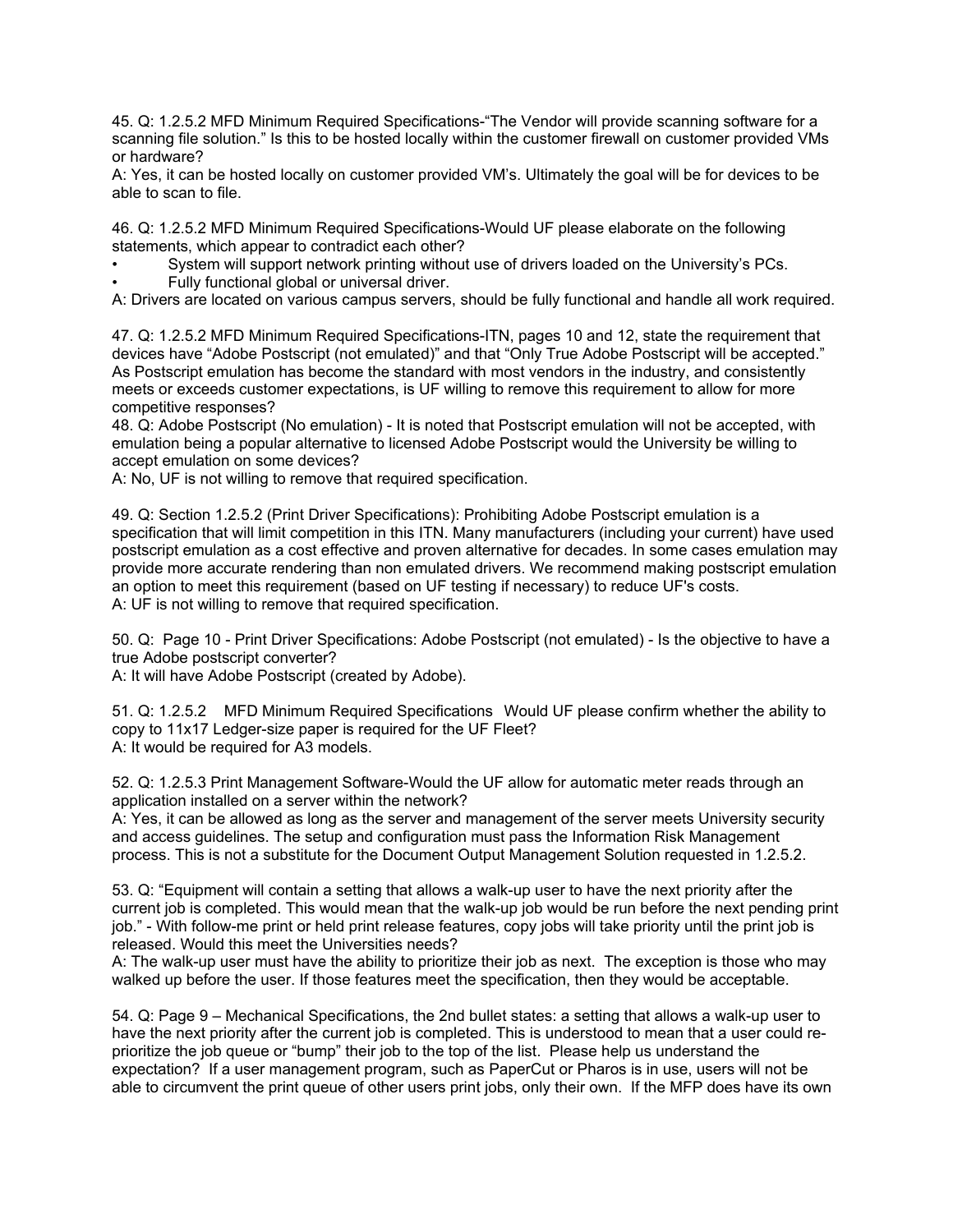45. Q: 1.2.5.2 MFD Minimum Required Specifications-"The Vendor will provide scanning software for a scanning file solution." Is this to be hosted locally within the customer firewall on customer provided VMs or hardware?
A: Yes, it can be hosted locally on customer provided VM's. Ultimately the goal will be for devices to be able to scan to file.

46. Q: 1.2.5.2 MFD Minimum Required Specifications-Would UF please elaborate on the following statements, which appear to contradict each other?

- System will support network printing without use of drivers loaded on the University's PCs.
- Fully functional global or universal driver.

A: Drivers are located on various campus servers, should be fully functional and handle all work required.

47. Q: 1.2.5.2 MFD Minimum Required Specifications-ITN, pages 10 and 12, state the requirement that devices have "Adobe Postscript (not emulated)" and that "Only True Adobe Postscript will be accepted." As Postscript emulation has become the standard with most vendors in the industry, and consistently meets or exceeds customer expectations, is UF willing to remove this requirement to allow for more competitive responses?
48. Q: Adobe Postscript (No emulation) - It is noted that Postscript emulation will not be accepted, with emulation being a popular alternative to licensed Adobe Postscript would the University be willing to accept emulation on some devices?
A: No, UF is not willing to remove that required specification.

49. Q: Section 1.2.5.2 (Print Driver Specifications): Prohibiting Adobe Postscript emulation is a specification that will limit competition in this ITN. Many manufacturers (including your current) have used postscript emulation as a cost effective and proven alternative for decades. In some cases emulation may provide more accurate rendering than non emulated drivers. We recommend making postscript emulation an option to meet this requirement (based on UF testing if necessary) to reduce UF's costs.
A: UF is not willing to remove that required specification.

50. Q: Page 10 - Print Driver Specifications: Adobe Postscript (not emulated) - Is the objective to have a true Adobe postscript converter?
A: It will have Adobe Postscript (created by Adobe).

51. Q: 1.2.5.2 MFD Minimum Required Specifications Would UF please confirm whether the ability to copy to 11x17 Ledger-size paper is required for the UF Fleet?
A: It would be required for A3 models.

52. Q: 1.2.5.3 Print Management Software-Would the UF allow for automatic meter reads through an application installed on a server within the network?
A: Yes, it can be allowed as long as the server and management of the server meets University security and access guidelines. The setup and configuration must pass the Information Risk Management process. This is not a substitute for the Document Output Management Solution requested in 1.2.5.2.

53. Q: "Equipment will contain a setting that allows a walk-up user to have the next priority after the current job is completed. This would mean that the walk-up job would be run before the next pending print job." - With follow-me print or held print release features, copy jobs will take priority until the print job is released. Would this meet the Universities needs?
A: The walk-up user must have the ability to prioritize their job as next. The exception is those who may walked up before the user. If those features meet the specification, then they would be acceptable.

54. Q: Page 9 – Mechanical Specifications, the 2nd bullet states: a setting that allows a walk-up user to have the next priority after the current job is completed. This is understood to mean that a user could re-prioritize the job queue or "bump" their job to the top of the list. Please help us understand the expectation? If a user management program, such as PaperCut or Pharos is in use, users will not be able to circumvent the print queue of other users print jobs, only their own. If the MFP does have its own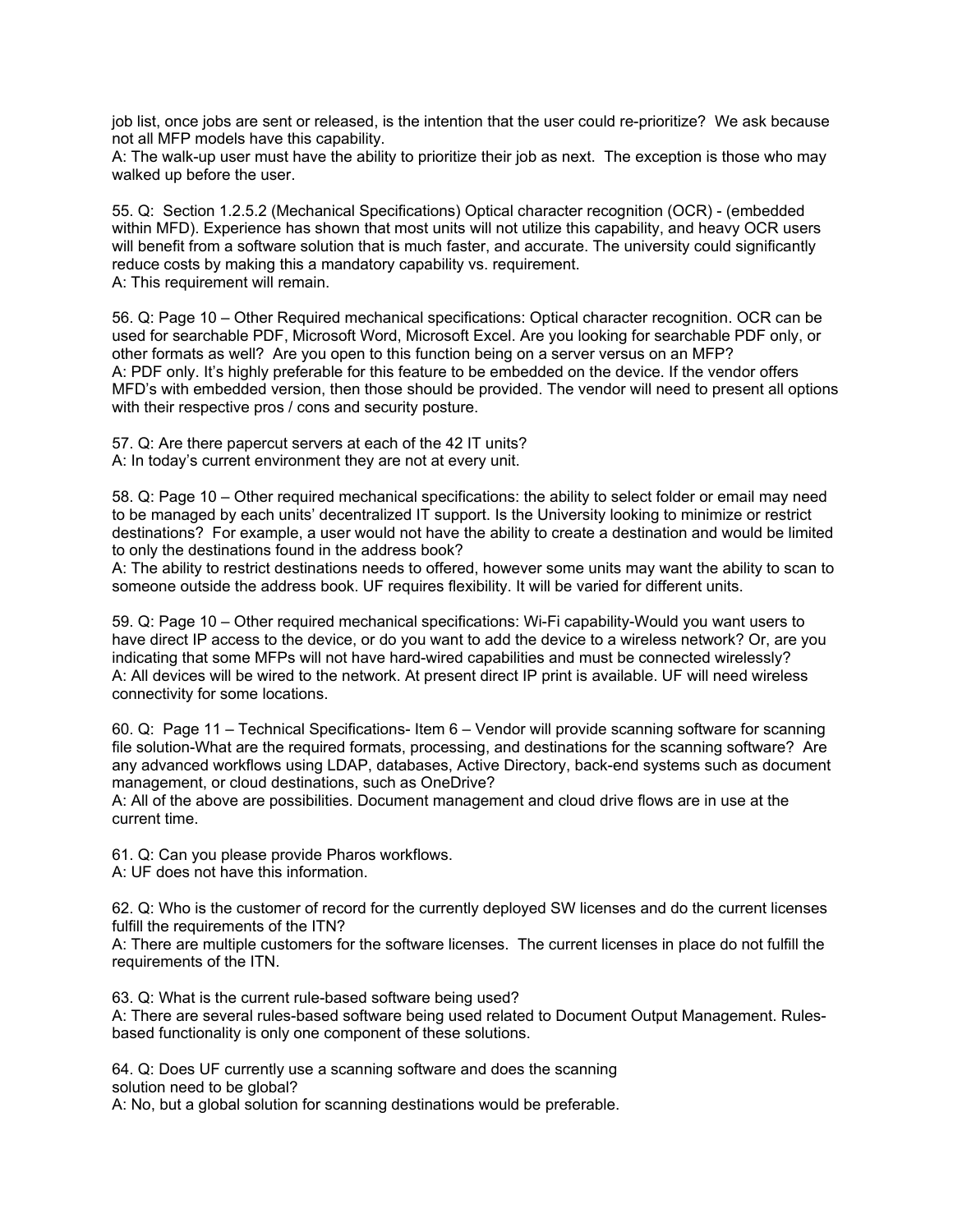job list, once jobs are sent or released, is the intention that the user could re-prioritize? We ask because not all MFP models have this capability.
A: The walk-up user must have the ability to prioritize their job as next. The exception is those who may walked up before the user.

55. Q: Section 1.2.5.2 (Mechanical Specifications) Optical character recognition (OCR) - (embedded within MFD). Experience has shown that most units will not utilize this capability, and heavy OCR users will benefit from a software solution that is much faster, and accurate. The university could significantly reduce costs by making this a mandatory capability vs. requirement.
A: This requirement will remain.

56. Q: Page 10 – Other Required mechanical specifications: Optical character recognition. OCR can be used for searchable PDF, Microsoft Word, Microsoft Excel. Are you looking for searchable PDF only, or other formats as well? Are you open to this function being on a server versus on an MFP?
A: PDF only. It's highly preferable for this feature to be embedded on the device. If the vendor offers MFD's with embedded version, then those should be provided. The vendor will need to present all options with their respective pros / cons and security posture.

57. Q: Are there papercut servers at each of the 42 IT units?
A: In today's current environment they are not at every unit.

58. Q: Page 10 – Other required mechanical specifications: the ability to select folder or email may need to be managed by each units' decentralized IT support. Is the University looking to minimize or restrict destinations? For example, a user would not have the ability to create a destination and would be limited to only the destinations found in the address book?
A: The ability to restrict destinations needs to offered, however some units may want the ability to scan to someone outside the address book. UF requires flexibility. It will be varied for different units.

59. Q: Page 10 – Other required mechanical specifications: Wi-Fi capability-Would you want users to have direct IP access to the device, or do you want to add the device to a wireless network? Or, are you indicating that some MFPs will not have hard-wired capabilities and must be connected wirelessly?
A: All devices will be wired to the network. At present direct IP print is available. UF will need wireless connectivity for some locations.

60. Q: Page 11 – Technical Specifications- Item 6 – Vendor will provide scanning software for scanning file solution-What are the required formats, processing, and destinations for the scanning software? Are any advanced workflows using LDAP, databases, Active Directory, back-end systems such as document management, or cloud destinations, such as OneDrive?
A: All of the above are possibilities. Document management and cloud drive flows are in use at the current time.

61. Q: Can you please provide Pharos workflows.
A: UF does not have this information.

62. Q: Who is the customer of record for the currently deployed SW licenses and do the current licenses fulfill the requirements of the ITN?
A: There are multiple customers for the software licenses. The current licenses in place do not fulfill the requirements of the ITN.

63. Q: What is the current rule-based software being used?
A: There are several rules-based software being used related to Document Output Management. Rules-based functionality is only one component of these solutions.

64. Q: Does UF currently use a scanning software and does the scanning solution need to be global?
A: No, but a global solution for scanning destinations would be preferable.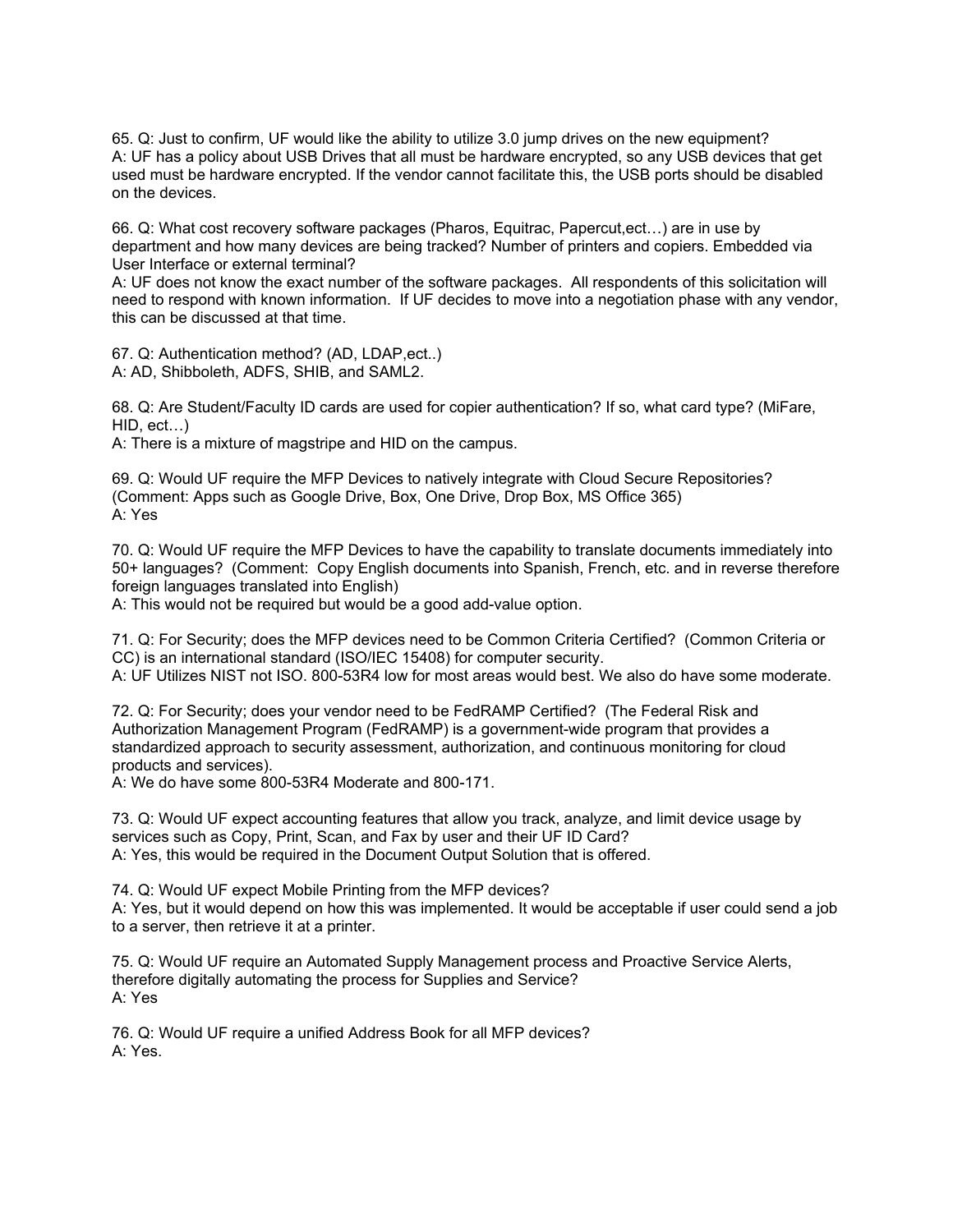65. Q: Just to confirm, UF would like the ability to utilize 3.0 jump drives on the new equipment?
A: UF has a policy about USB Drives that all must be hardware encrypted, so any USB devices that get used must be hardware encrypted. If the vendor cannot facilitate this, the USB ports should be disabled on the devices.

66. Q: What cost recovery software packages (Pharos, Equitrac, Papercut,ect…) are in use by department and how many devices are being tracked? Number of printers and copiers. Embedded via User Interface or external terminal?
A: UF does not know the exact number of the software packages. All respondents of this solicitation will need to respond with known information. If UF decides to move into a negotiation phase with any vendor, this can be discussed at that time.

67. Q: Authentication method? (AD, LDAP,ect..)
A: AD, Shibboleth, ADFS, SHIB, and SAML2.

68. Q: Are Student/Faculty ID cards are used for copier authentication? If so, what card type? (MiFare, HID, ect…)
A: There is a mixture of magstripe and HID on the campus.

69. Q: Would UF require the MFP Devices to natively integrate with Cloud Secure Repositories? (Comment: Apps such as Google Drive, Box, One Drive, Drop Box, MS Office 365)
A: Yes

70. Q: Would UF require the MFP Devices to have the capability to translate documents immediately into 50+ languages? (Comment: Copy English documents into Spanish, French, etc. and in reverse therefore foreign languages translated into English)
A: This would not be required but would be a good add-value option.

71. Q: For Security; does the MFP devices need to be Common Criteria Certified? (Common Criteria or CC) is an international standard (ISO/IEC 15408) for computer security.
A: UF Utilizes NIST not ISO. 800-53R4 low for most areas would best. We also do have some moderate.

72. Q: For Security; does your vendor need to be FedRAMP Certified? (The Federal Risk and Authorization Management Program (FedRAMP) is a government-wide program that provides a standardized approach to security assessment, authorization, and continuous monitoring for cloud products and services).
A: We do have some 800-53R4 Moderate and 800-171.

73. Q: Would UF expect accounting features that allow you track, analyze, and limit device usage by services such as Copy, Print, Scan, and Fax by user and their UF ID Card?
A: Yes, this would be required in the Document Output Solution that is offered.

74. Q: Would UF expect Mobile Printing from the MFP devices?
A: Yes, but it would depend on how this was implemented. It would be acceptable if user could send a job to a server, then retrieve it at a printer.

75. Q: Would UF require an Automated Supply Management process and Proactive Service Alerts, therefore digitally automating the process for Supplies and Service?
A: Yes

76. Q: Would UF require a unified Address Book for all MFP devices?
A: Yes.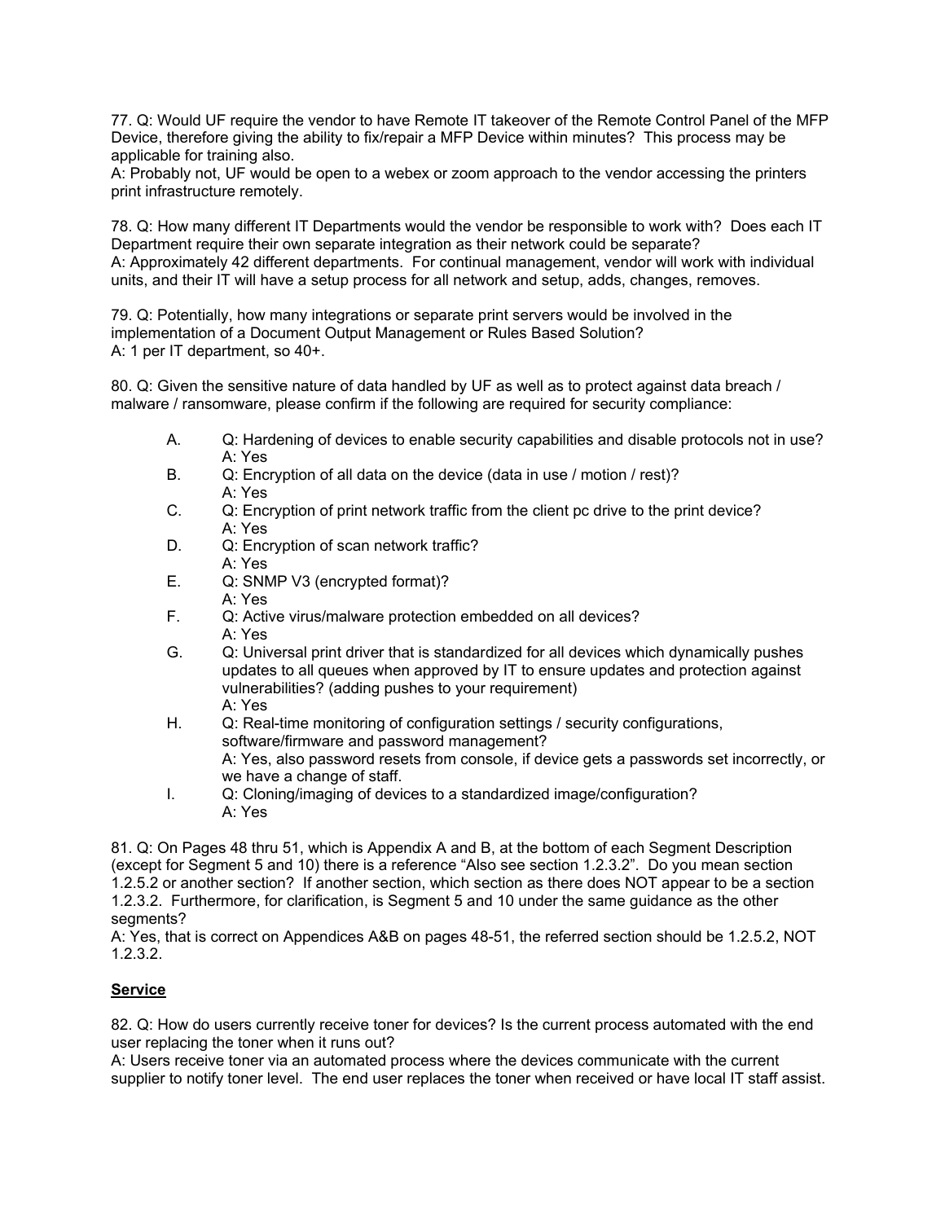77. Q: Would UF require the vendor to have Remote IT takeover of the Remote Control Panel of the MFP Device, therefore giving the ability to fix/repair a MFP Device within minutes? This process may be applicable for training also.
A: Probably not, UF would be open to a webex or zoom approach to the vendor accessing the printers print infrastructure remotely.

78. Q: How many different IT Departments would the vendor be responsible to work with? Does each IT Department require their own separate integration as their network could be separate?
A: Approximately 42 different departments. For continual management, vendor will work with individual units, and their IT will have a setup process for all network and setup, adds, changes, removes.

79. Q: Potentially, how many integrations or separate print servers would be involved in the implementation of a Document Output Management or Rules Based Solution?
A: 1 per IT department, so 40+.

80. Q: Given the sensitive nature of data handled by UF as well as to protect against data breach / malware / ransomware, please confirm if the following are required for security compliance:

- A. Q: Hardening of devices to enable security capabilities and disable protocols not in use?
  A: Yes
- B. Q: Encryption of all data on the device (data in use / motion / rest)?
  A: Yes
- C. Q: Encryption of print network traffic from the client pc drive to the print device?
  A: Yes
- D. Q: Encryption of scan network traffic?
  A: Yes
- E. Q: SNMP V3 (encrypted format)?
  A: Yes
- F. Q: Active virus/malware protection embedded on all devices?
  A: Yes
- G. Q: Universal print driver that is standardized for all devices which dynamically pushes updates to all queues when approved by IT to ensure updates and protection against vulnerabilities? (adding pushes to your requirement)
  A: Yes
- H. Q: Real-time monitoring of configuration settings / security configurations, software/firmware and password management?
  A: Yes, also password resets from console, if device gets a passwords set incorrectly, or we have a change of staff.
- I. Q: Cloning/imaging of devices to a standardized image/configuration?
  A: Yes

81. Q: On Pages 48 thru 51, which is Appendix A and B, at the bottom of each Segment Description (except for Segment 5 and 10) there is a reference "Also see section 1.2.3.2". Do you mean section 1.2.5.2 or another section? If another section, which section as there does NOT appear to be a section 1.2.3.2. Furthermore, for clarification, is Segment 5 and 10 under the same guidance as the other segments?
A: Yes, that is correct on Appendices A&B on pages 48-51, the referred section should be 1.2.5.2, NOT 1.2.3.2.

**Service**

82. Q: How do users currently receive toner for devices? Is the current process automated with the end user replacing the toner when it runs out?
A: Users receive toner via an automated process where the devices communicate with the current supplier to notify toner level. The end user replaces the toner when received or have local IT staff assist.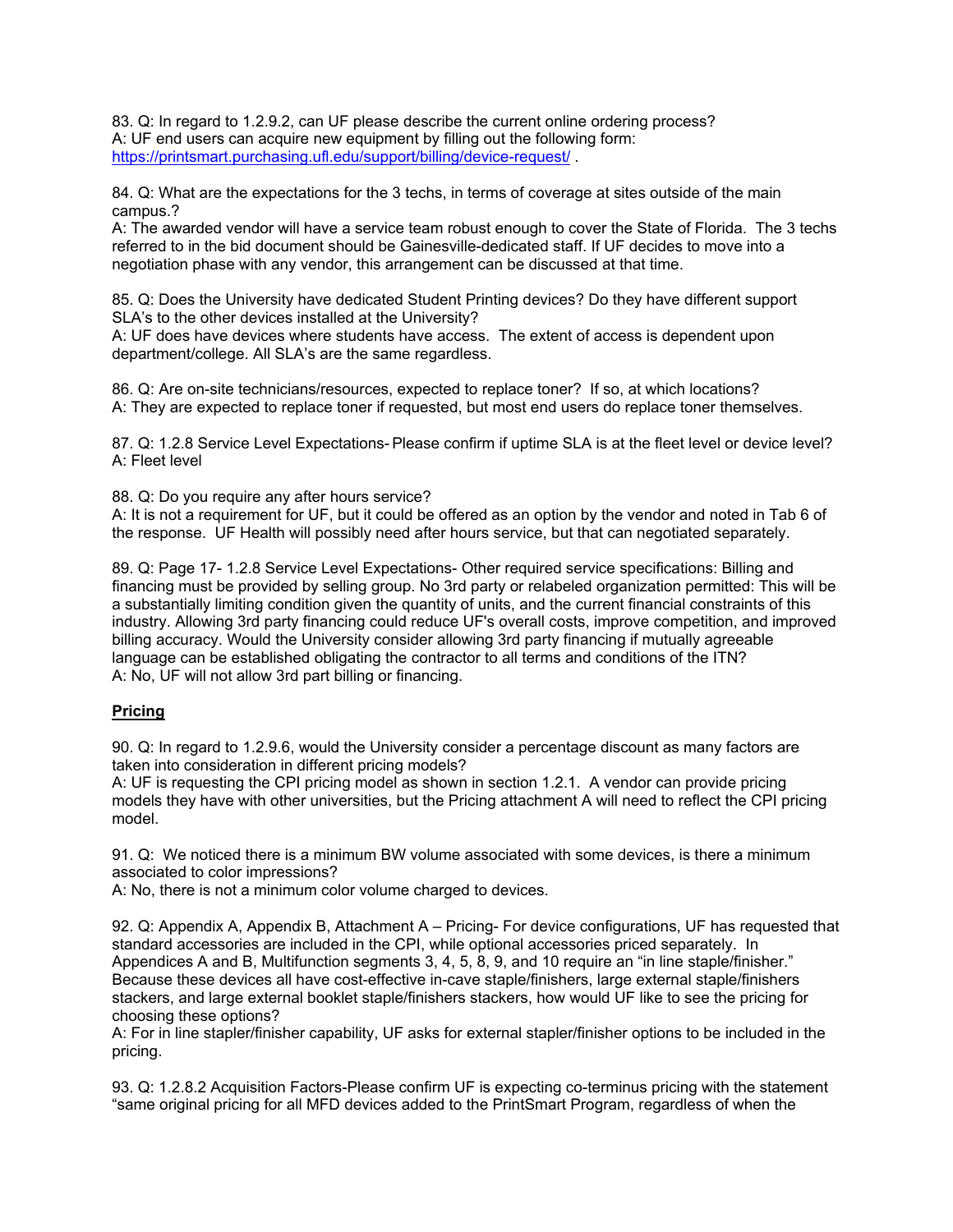83. Q: In regard to 1.2.9.2, can UF please describe the current online ordering process?
A: UF end users can acquire new equipment by filling out the following form: https://printsmart.purchasing.ufl.edu/support/billing/device-request/ .

84. Q: What are the expectations for the 3 techs, in terms of coverage at sites outside of the main campus.?
A: The awarded vendor will have a service team robust enough to cover the State of Florida. The 3 techs referred to in the bid document should be Gainesville-dedicated staff. If UF decides to move into a negotiation phase with any vendor, this arrangement can be discussed at that time.

85. Q: Does the University have dedicated Student Printing devices? Do they have different support SLA's to the other devices installed at the University?
A: UF does have devices where students have access. The extent of access is dependent upon department/college. All SLA's are the same regardless.

86. Q: Are on-site technicians/resources, expected to replace toner? If so, at which locations?
A: They are expected to replace toner if requested, but most end users do replace toner themselves.

87. Q: 1.2.8 Service Level Expectations- Please confirm if uptime SLA is at the fleet level or device level?
A: Fleet level

88. Q: Do you require any after hours service?
A: It is not a requirement for UF, but it could be offered as an option by the vendor and noted in Tab 6 of the response. UF Health will possibly need after hours service, but that can negotiated separately.

89. Q: Page 17- 1.2.8 Service Level Expectations- Other required service specifications: Billing and financing must be provided by selling group. No 3rd party or relabeled organization permitted: This will be a substantially limiting condition given the quantity of units, and the current financial constraints of this industry. Allowing 3rd party financing could reduce UF's overall costs, improve competition, and improved billing accuracy. Would the University consider allowing 3rd party financing if mutually agreeable language can be established obligating the contractor to all terms and conditions of the ITN?
A: No, UF will not allow 3rd part billing or financing.

## Pricing

90. Q: In regard to 1.2.9.6, would the University consider a percentage discount as many factors are taken into consideration in different pricing models?
A: UF is requesting the CPI pricing model as shown in section 1.2.1. A vendor can provide pricing models they have with other universities, but the Pricing attachment A will need to reflect the CPI pricing model.

91. Q: We noticed there is a minimum BW volume associated with some devices, is there a minimum associated to color impressions?
A: No, there is not a minimum color volume charged to devices.

92. Q: Appendix A, Appendix B, Attachment A – Pricing- For device configurations, UF has requested that standard accessories are included in the CPI, while optional accessories priced separately. In Appendices A and B, Multifunction segments 3, 4, 5, 8, 9, and 10 require an "in line staple/finisher." Because these devices all have cost-effective in-cave staple/finishers, large external staple/finishers stackers, and large external booklet staple/finishers stackers, how would UF like to see the pricing for choosing these options?
A: For in line stapler/finisher capability, UF asks for external stapler/finisher options to be included in the pricing.

93. Q: 1.2.8.2 Acquisition Factors-Please confirm UF is expecting co-terminus pricing with the statement "same original pricing for all MFD devices added to the PrintSmart Program, regardless of when the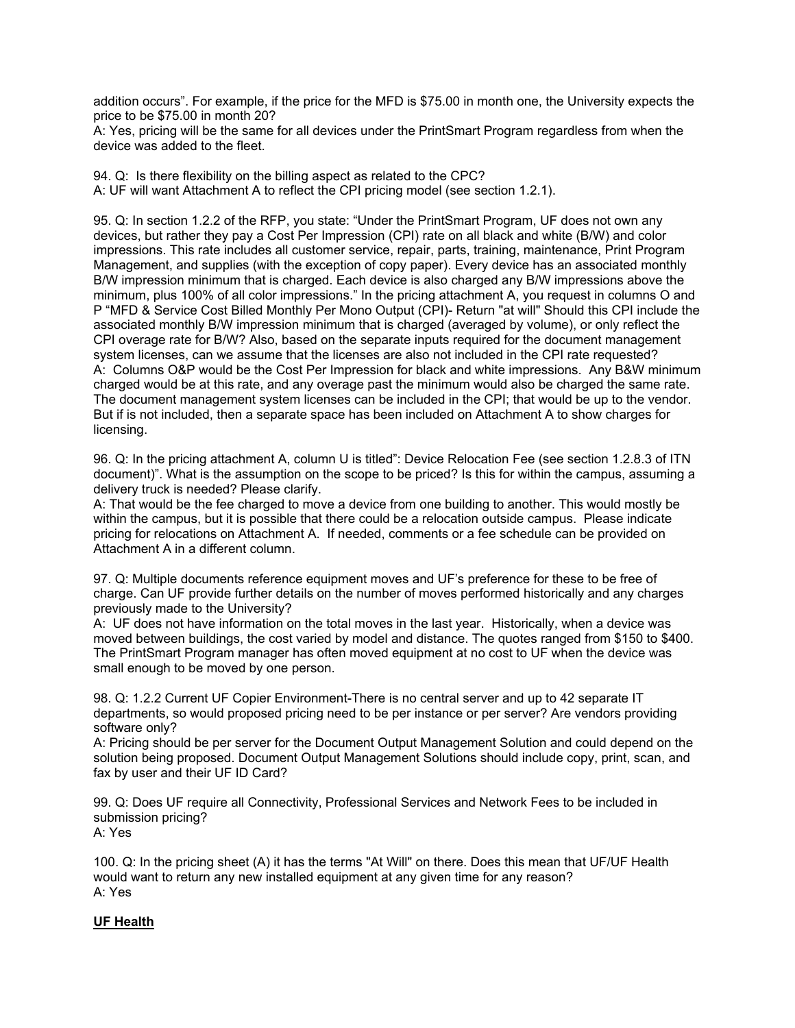addition occurs". For example, if the price for the MFD is $75.00 in month one, the University expects the price to be $75.00 in month 20?
A: Yes, pricing will be the same for all devices under the PrintSmart Program regardless from when the device was added to the fleet.

94. Q: Is there flexibility on the billing aspect as related to the CPC?
A: UF will want Attachment A to reflect the CPI pricing model (see section 1.2.1).

95. Q: In section 1.2.2 of the RFP, you state: "Under the PrintSmart Program, UF does not own any devices, but rather they pay a Cost Per Impression (CPI) rate on all black and white (B/W) and color impressions. This rate includes all customer service, repair, parts, training, maintenance, Print Program Management, and supplies (with the exception of copy paper). Every device has an associated monthly B/W impression minimum that is charged. Each device is also charged any B/W impressions above the minimum, plus 100% of all color impressions." In the pricing attachment A, you request in columns O and P "MFD & Service Cost Billed Monthly Per Mono Output (CPI)- Return "at will" Should this CPI include the associated monthly B/W impression minimum that is charged (averaged by volume), or only reflect the CPI overage rate for B/W? Also, based on the separate inputs required for the document management system licenses, can we assume that the licenses are also not included in the CPI rate requested?
A: Columns O&P would be the Cost Per Impression for black and white impressions. Any B&W minimum charged would be at this rate, and any overage past the minimum would also be charged the same rate. The document management system licenses can be included in the CPI; that would be up to the vendor. But if is not included, then a separate space has been included on Attachment A to show charges for licensing.

96. Q: In the pricing attachment A, column U is titled": Device Relocation Fee (see section 1.2.8.3 of ITN document)". What is the assumption on the scope to be priced? Is this for within the campus, assuming a delivery truck is needed? Please clarify.
A: That would be the fee charged to move a device from one building to another. This would mostly be within the campus, but it is possible that there could be a relocation outside campus. Please indicate pricing for relocations on Attachment A. If needed, comments or a fee schedule can be provided on Attachment A in a different column.

97. Q: Multiple documents reference equipment moves and UF's preference for these to be free of charge. Can UF provide further details on the number of moves performed historically and any charges previously made to the University?
A: UF does not have information on the total moves in the last year. Historically, when a device was moved between buildings, the cost varied by model and distance. The quotes ranged from $150 to $400. The PrintSmart Program manager has often moved equipment at no cost to UF when the device was small enough to be moved by one person.

98. Q: 1.2.2 Current UF Copier Environment-There is no central server and up to 42 separate IT departments, so would proposed pricing need to be per instance or per server? Are vendors providing software only?
A: Pricing should be per server for the Document Output Management Solution and could depend on the solution being proposed. Document Output Management Solutions should include copy, print, scan, and fax by user and their UF ID Card?

99. Q: Does UF require all Connectivity, Professional Services and Network Fees to be included in submission pricing?
A: Yes

100. Q: In the pricing sheet (A) it has the terms "At Will" on there. Does this mean that UF/UF Health would want to return any new installed equipment at any given time for any reason?
A: Yes

**UF Health**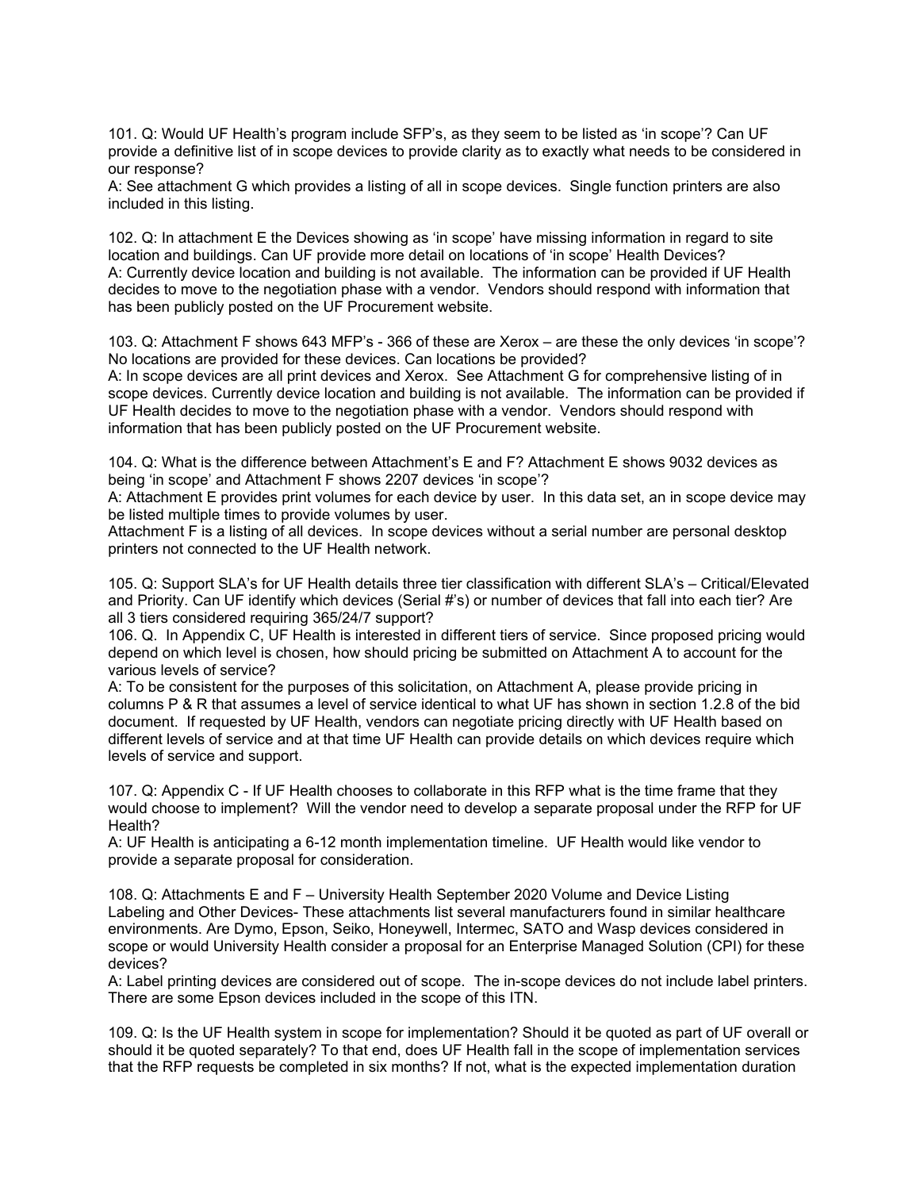101. Q: Would UF Health's program include SFP's, as they seem to be listed as 'in scope'? Can UF provide a definitive list of in scope devices to provide clarity as to exactly what needs to be considered in our response?
A: See attachment G which provides a listing of all in scope devices. Single function printers are also included in this listing.

102. Q: In attachment E the Devices showing as 'in scope' have missing information in regard to site location and buildings. Can UF provide more detail on locations of 'in scope' Health Devices?
A: Currently device location and building is not available. The information can be provided if UF Health decides to move to the negotiation phase with a vendor. Vendors should respond with information that has been publicly posted on the UF Procurement website.

103. Q: Attachment F shows 643 MFP's - 366 of these are Xerox – are these the only devices 'in scope'? No locations are provided for these devices. Can locations be provided?
A: In scope devices are all print devices and Xerox. See Attachment G for comprehensive listing of in scope devices. Currently device location and building is not available. The information can be provided if UF Health decides to move to the negotiation phase with a vendor. Vendors should respond with information that has been publicly posted on the UF Procurement website.

104. Q: What is the difference between Attachment's E and F? Attachment E shows 9032 devices as being 'in scope' and Attachment F shows 2207 devices 'in scope'?
A: Attachment E provides print volumes for each device by user. In this data set, an in scope device may be listed multiple times to provide volumes by user.
Attachment F is a listing of all devices. In scope devices without a serial number are personal desktop printers not connected to the UF Health network.

105. Q: Support SLA's for UF Health details three tier classification with different SLA's – Critical/Elevated and Priority. Can UF identify which devices (Serial #'s) or number of devices that fall into each tier? Are all 3 tiers considered requiring 365/24/7 support?
106. Q. In Appendix C, UF Health is interested in different tiers of service. Since proposed pricing would depend on which level is chosen, how should pricing be submitted on Attachment A to account for the various levels of service?
A: To be consistent for the purposes of this solicitation, on Attachment A, please provide pricing in columns P & R that assumes a level of service identical to what UF has shown in section 1.2.8 of the bid document. If requested by UF Health, vendors can negotiate pricing directly with UF Health based on different levels of service and at that time UF Health can provide details on which devices require which levels of service and support.

107. Q: Appendix C - If UF Health chooses to collaborate in this RFP what is the time frame that they would choose to implement? Will the vendor need to develop a separate proposal under the RFP for UF Health?
A: UF Health is anticipating a 6-12 month implementation timeline. UF Health would like vendor to provide a separate proposal for consideration.

108. Q: Attachments E and F – University Health September 2020 Volume and Device Listing Labeling and Other Devices- These attachments list several manufacturers found in similar healthcare environments. Are Dymo, Epson, Seiko, Honeywell, Intermec, SATO and Wasp devices considered in scope or would University Health consider a proposal for an Enterprise Managed Solution (CPI) for these devices?
A: Label printing devices are considered out of scope. The in-scope devices do not include label printers. There are some Epson devices included in the scope of this ITN.

109. Q: Is the UF Health system in scope for implementation? Should it be quoted as part of UF overall or should it be quoted separately? To that end, does UF Health fall in the scope of implementation services that the RFP requests be completed in six months? If not, what is the expected implementation duration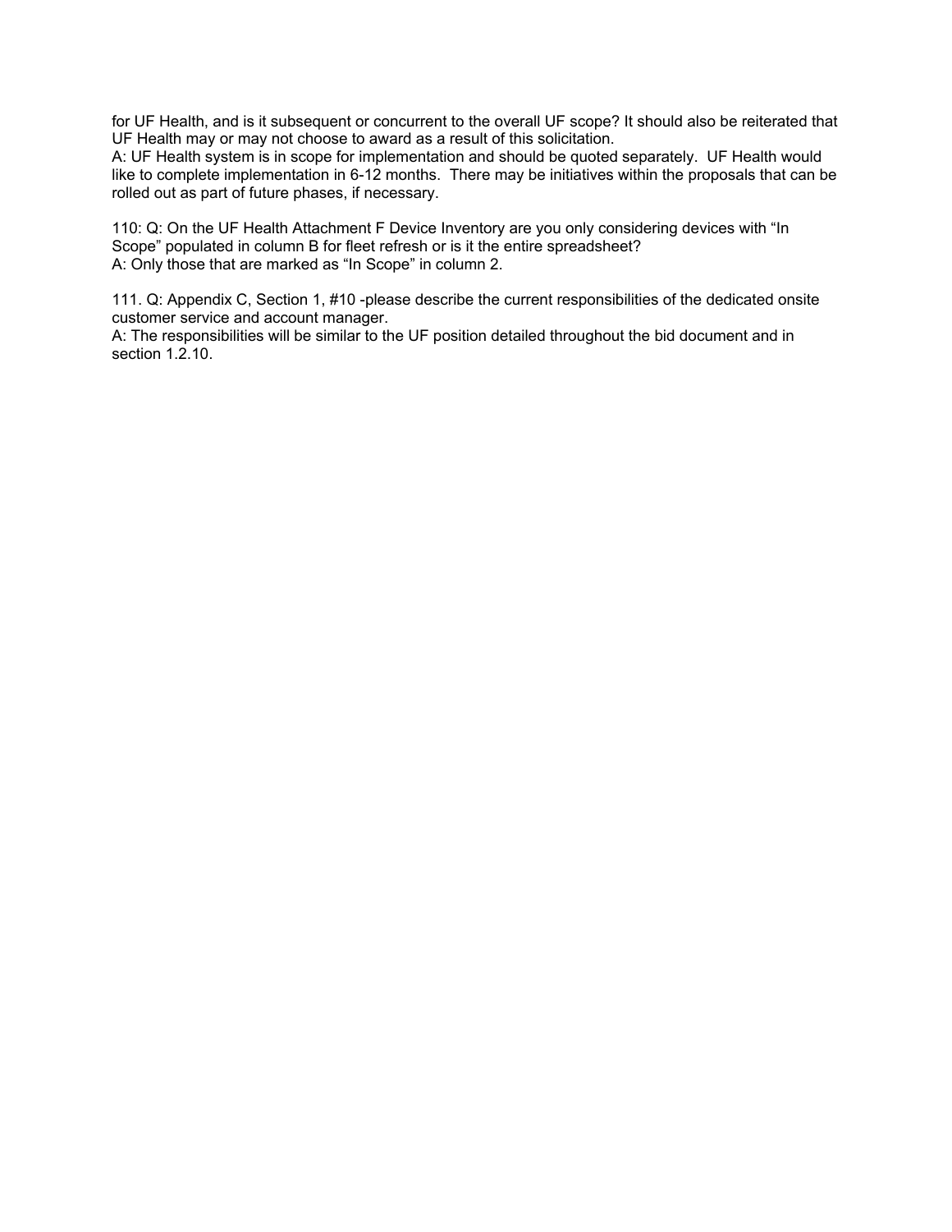for UF Health, and is it subsequent or concurrent to the overall UF scope? It should also be reiterated that UF Health may or may not choose to award as a result of this solicitation.
A: UF Health system is in scope for implementation and should be quoted separately. UF Health would like to complete implementation in 6-12 months. There may be initiatives within the proposals that can be rolled out as part of future phases, if necessary.

110: Q: On the UF Health Attachment F Device Inventory are you only considering devices with "In Scope" populated in column B for fleet refresh or is it the entire spreadsheet?
A: Only those that are marked as "In Scope" in column 2.

111. Q: Appendix C, Section 1, #10 -please describe the current responsibilities of the dedicated onsite customer service and account manager.
A: The responsibilities will be similar to the UF position detailed throughout the bid document and in section 1.2.10.